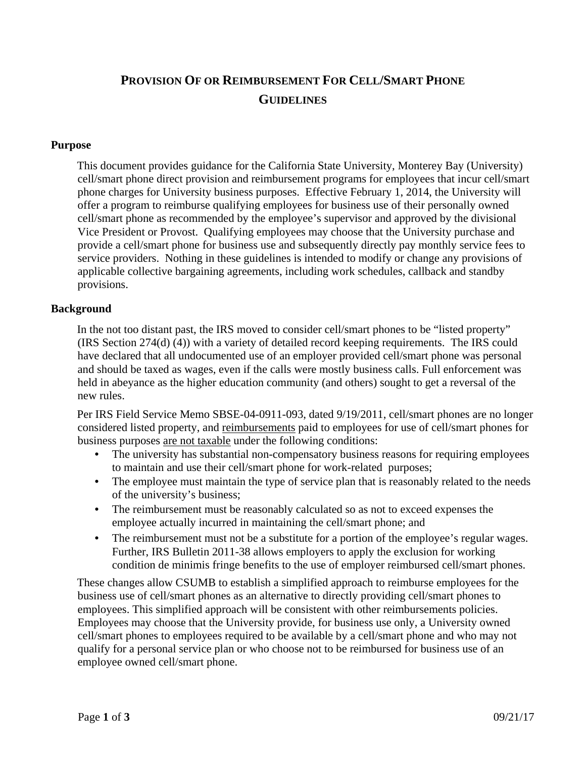# Provision Of or Reimbursement For Cell/Smart Phone Guidelines

## Purpose

This document provides guidance for the California State University, Monterey Bay (University) cell/smart phone direct provision and reimbursement programs for employees that incur cell/smart phone charges for University business purposes. Effective February 1, 2014, the University will offer a program to reimburse qualifying employees for business use of their personally owned cell/smart phone as recommended by the employee's supervisor and approved by the divisional Vice President or Provost. Qualifying employees may choose that the University purchase and provide a cell/smart phone for business use and subsequently directly pay monthly service fees to service providers. Nothing in these guidelines is intended to modify or change any provisions of applicable collective bargaining agreements, including work schedules, callback and standby provisions.

## Background

In the not too distant past, the IRS moved to consider cell/smart phones to be "listed property" (IRS Section 274(d) (4)) with a variety of detailed record keeping requirements. The IRS could have declared that all undocumented use of an employer provided cell/smart phone was personal and should be taxed as wages, even if the calls were mostly business calls. Full enforcement was held in abeyance as the higher education community (and others) sought to get a reversal of the new rules.

Per IRS Field Service Memo SBSE-04-0911-093, dated 9/19/2011, cell/smart phones are no longer considered listed property, and reimbursements paid to employees for use of cell/smart phones for business purposes are not taxable under the following conditions:

- The university has substantial non-compensatory business reasons for requiring employees to maintain and use their cell/smart phone for work-related purposes;
- The employee must maintain the type of service plan that is reasonably related to the needs of the university's business;
- The reimbursement must be reasonably calculated so as not to exceed expenses the employee actually incurred in maintaining the cell/smart phone; and
- The reimbursement must not be a substitute for a portion of the employee's regular wages. Further, IRS Bulletin 2011-38 allows employers to apply the exclusion for working condition de minimis fringe benefits to the use of employer reimbursed cell/smart phones.

These changes allow CSUMB to establish a simplified approach to reimburse employees for the business use of cell/smart phones as an alternative to directly providing cell/smart phones to employees. This simplified approach will be consistent with other reimbursements policies. Employees may choose that the University provide, for business use only, a University owned cell/smart phones to employees required to be available by a cell/smart phone and who may not qualify for a personal service plan or who choose not to be reimbursed for business use of an employee owned cell/smart phone.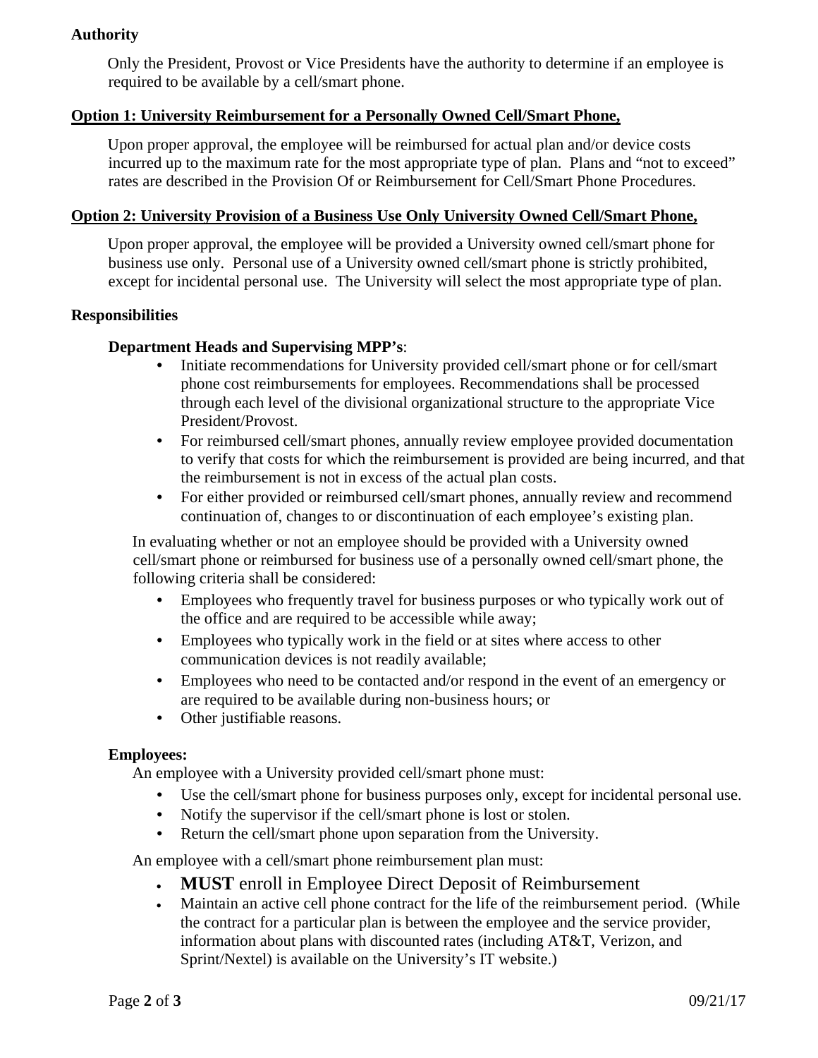**Authority**

Only the President, Provost or Vice Presidents have the authority to determine if an employee is required to be available by a cell/smart phone.

**Option 1: University Reimbursement for a Personally Owned Cell/Smart Phone,**

Upon proper approval, the employee will be reimbursed for actual plan and/or device costs incurred up to the maximum rate for the most appropriate type of plan. Plans and "not to exceed" rates are described in the Provision Of or Reimbursement for Cell/Smart Phone Procedures.

**Option 2: University Provision of a Business Use Only University Owned Cell/Smart Phone,**

Upon proper approval, the employee will be provided a University owned cell/smart phone for business use only. Personal use of a University owned cell/smart phone is strictly prohibited, except for incidental personal use. The University will select the most appropriate type of plan.

**Responsibilities**

**Department Heads and Supervising MPP's**:

- Initiate recommendations for University provided cell/smart phone or for cell/smart phone cost reimbursements for employees. Recommendations shall be processed through each level of the divisional organizational structure to the appropriate Vice President/Provost.
- For reimbursed cell/smart phones, annually review employee provided documentation to verify that costs for which the reimbursement is provided are being incurred, and that the reimbursement is not in excess of the actual plan costs.
- For either provided or reimbursed cell/smart phones, annually review and recommend continuation of, changes to or discontinuation of each employee's existing plan.

In evaluating whether or not an employee should be provided with a University owned cell/smart phone or reimbursed for business use of a personally owned cell/smart phone, the following criteria shall be considered:

- Employees who frequently travel for business purposes or who typically work out of the office and are required to be accessible while away;
- Employees who typically work in the field or at sites where access to other communication devices is not readily available;
- Employees who need to be contacted and/or respond in the event of an emergency or are required to be available during non-business hours; or
- Other justifiable reasons.

**Employees:**

An employee with a University provided cell/smart phone must:

- Use the cell/smart phone for business purposes only, except for incidental personal use.
- Notify the supervisor if the cell/smart phone is lost or stolen.
- Return the cell/smart phone upon separation from the University.

An employee with a cell/smart phone reimbursement plan must:

- **MUST** enroll in Employee Direct Deposit of Reimbursement
- Maintain an active cell phone contract for the life of the reimbursement period. (While the contract for a particular plan is between the employee and the service provider, information about plans with discounted rates (including AT&T, Verizon, and Sprint/Nextel) is available on the University's IT website.)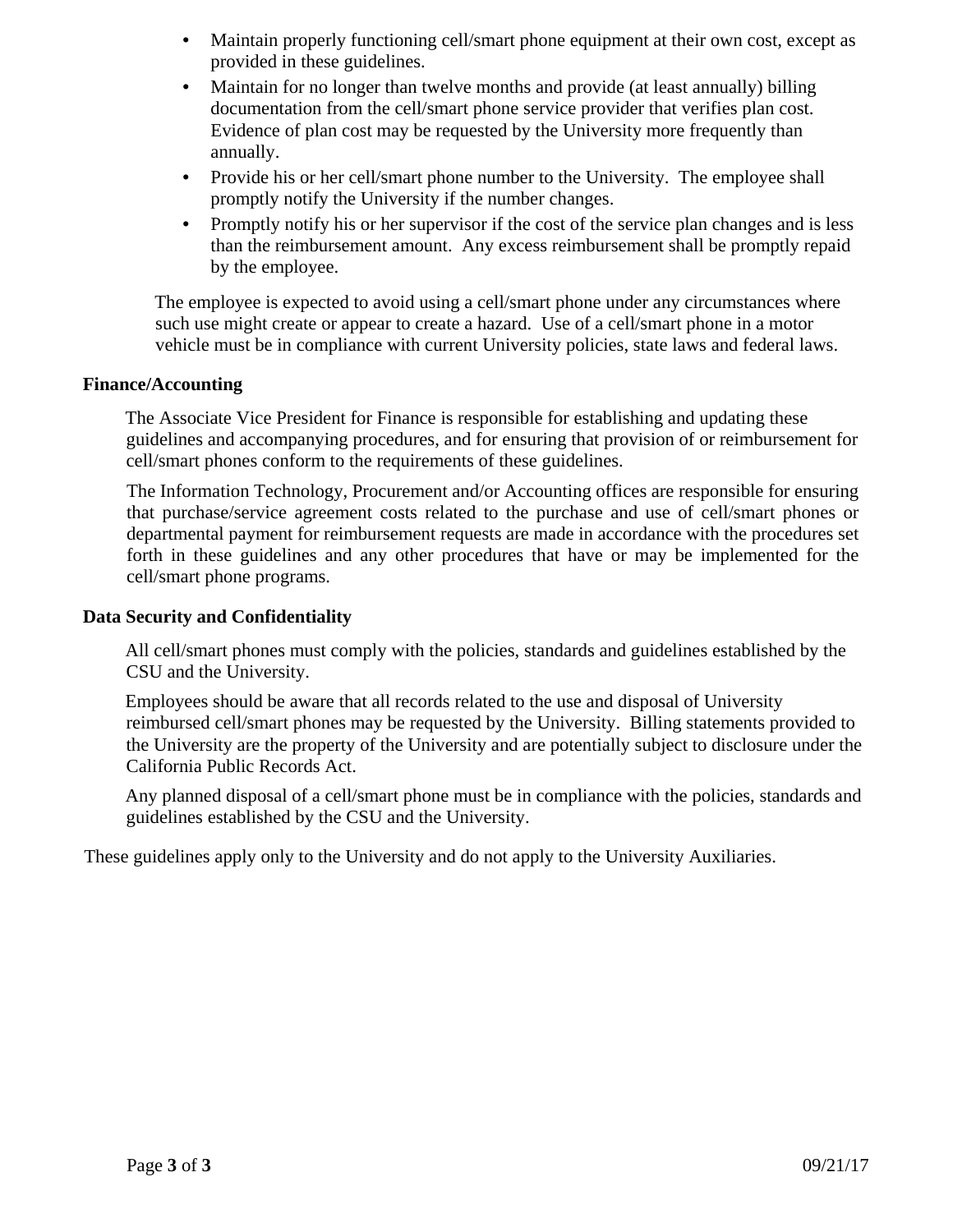- Maintain properly functioning cell/smart phone equipment at their own cost, except as provided in these guidelines.
- Maintain for no longer than twelve months and provide (at least annually) billing documentation from the cell/smart phone service provider that verifies plan cost. Evidence of plan cost may be requested by the University more frequently than annually.
- Provide his or her cell/smart phone number to the University. The employee shall promptly notify the University if the number changes.
- Promptly notify his or her supervisor if the cost of the service plan changes and is less than the reimbursement amount. Any excess reimbursement shall be promptly repaid by the employee.

The employee is expected to avoid using a cell/smart phone under any circumstances where such use might create or appear to create a hazard. Use of a cell/smart phone in a motor vehicle must be in compliance with current University policies, state laws and federal laws.

**Finance/Accounting**

The Associate Vice President for Finance is responsible for establishing and updating these guidelines and accompanying procedures, and for ensuring that provision of or reimbursement for cell/smart phones conform to the requirements of these guidelines.

The Information Technology, Procurement and/or Accounting offices are responsible for ensuring that purchase/service agreement costs related to the purchase and use of cell/smart phones or departmental payment for reimbursement requests are made in accordance with the procedures set forth in these guidelines and any other procedures that have or may be implemented for the cell/smart phone programs.

**Data Security and Confidentiality**

All cell/smart phones must comply with the policies, standards and guidelines established by the CSU and the University.

Employees should be aware that all records related to the use and disposal of University reimbursed cell/smart phones may be requested by the University. Billing statements provided to the University are the property of the University and are potentially subject to disclosure under the California Public Records Act.

Any planned disposal of a cell/smart phone must be in compliance with the policies, standards and guidelines established by the CSU and the University.

These guidelines apply only to the University and do not apply to the University Auxiliaries.